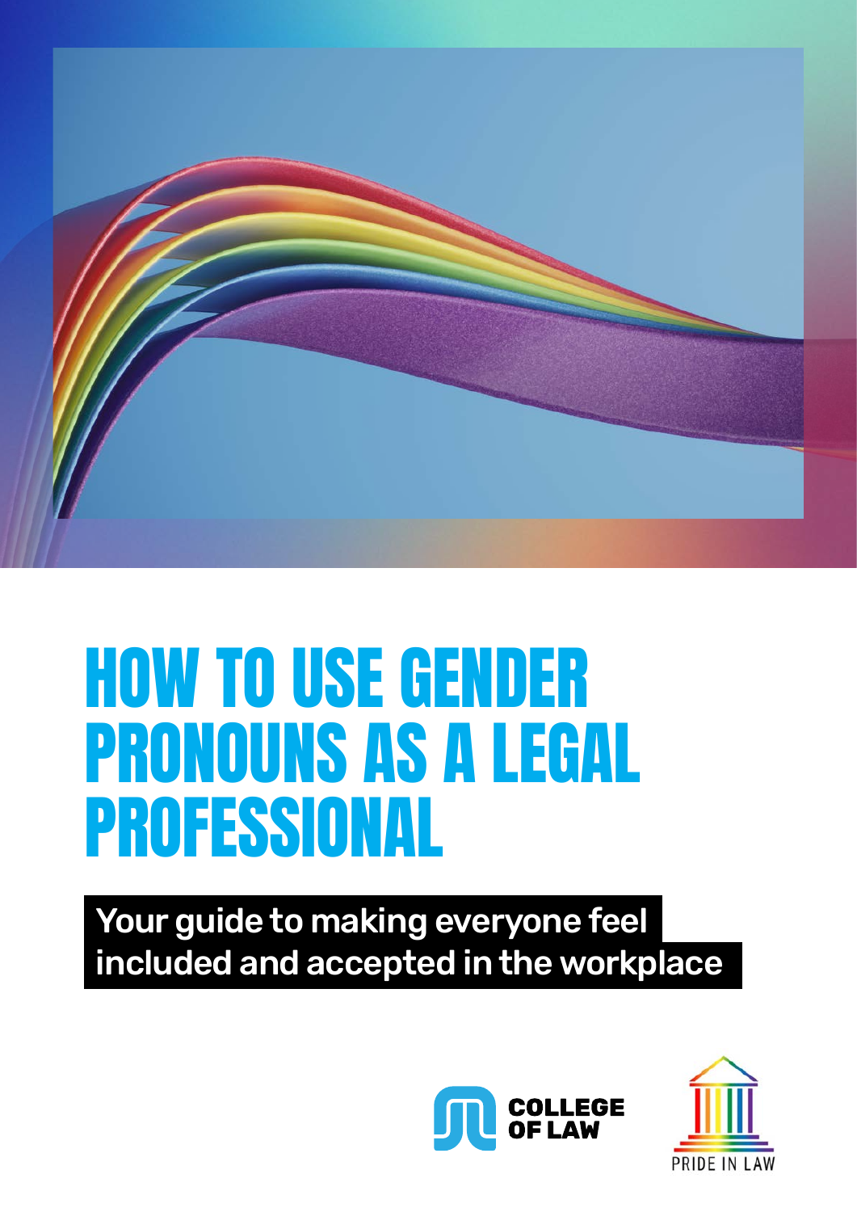# HOW TO USE GENDER PRONOUNS AS A LEGAL PROFESSIONAL

**Your guide to making everyone feel included and accepted in the workplace**

COLLEGE OF LAW

PRIDE IN LAW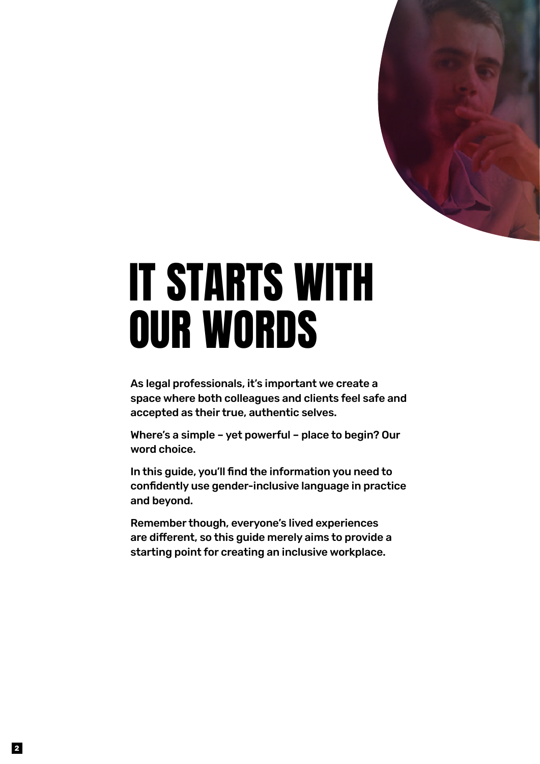# IT STARTS WITH OUR WORDS

As legal professionals, it's important we create a space where both colleagues and clients feel safe and accepted as their true, authentic selves.

Where's a simple – yet powerful – place to begin? Our word choice.

In this guide, you'll find the information you need to confidently use gender-inclusive language in practice and beyond.

Remember though, everyone's lived experiences are different, so this guide merely aims to provide a starting point for creating an inclusive workplace.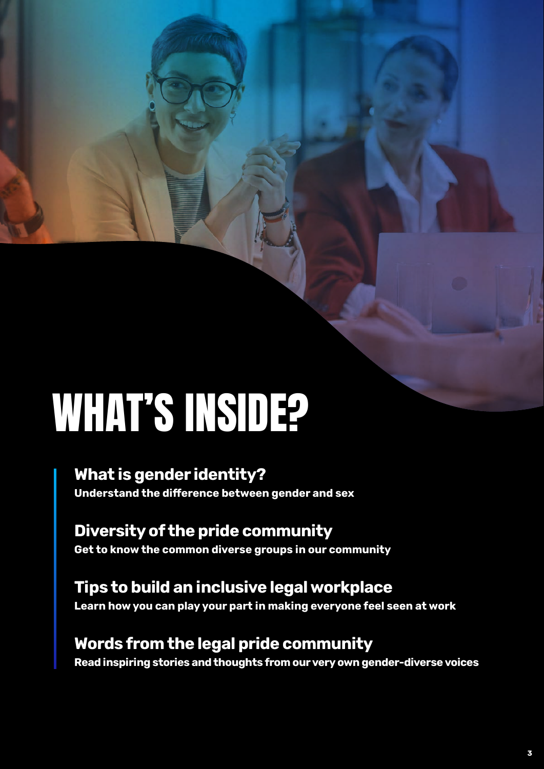# WHAT'S INSIDE?

**What is gender identity?**
**Understand the difference between gender and sex**

**Diversity of the pride community**
**Get to know the common diverse groups in our community**

**Tips to build an inclusive legal workplace**
**Learn how you can play your part in making everyone feel seen at work**

**Words from the legal pride community**
**Read inspiring stories and thoughts from our very own gender-diverse voices**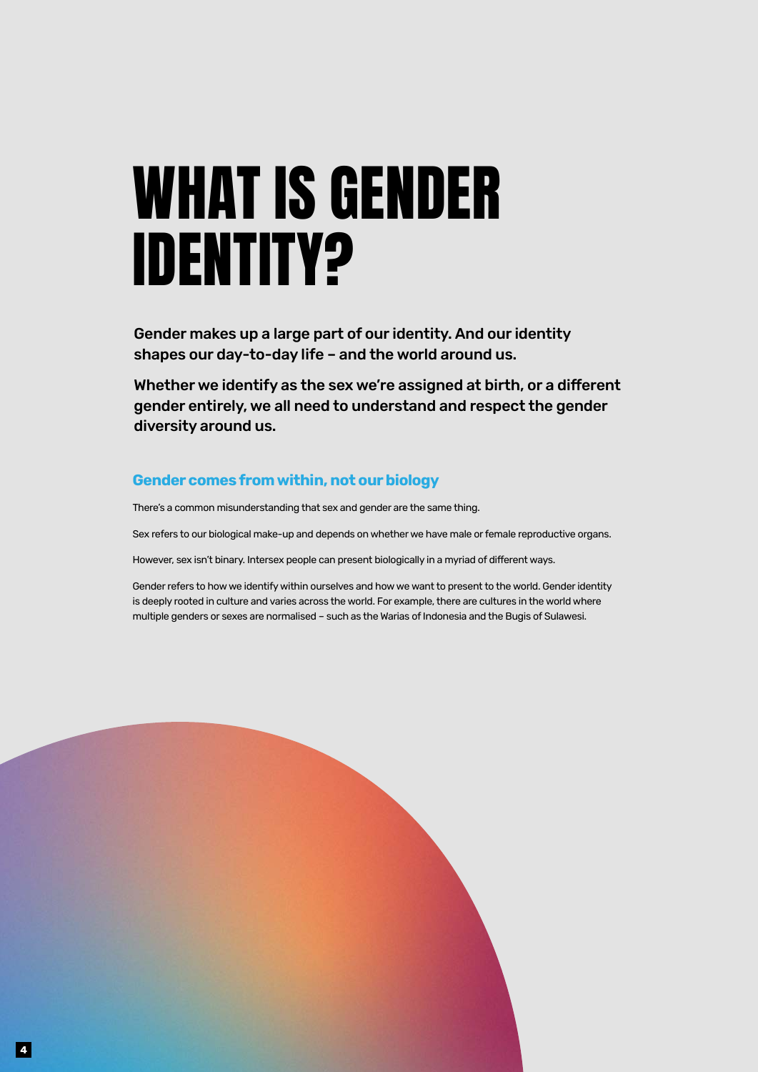# WHAT IS GENDER IDENTITY?

**Gender makes up a large part of our identity. And our identity shapes our day-to-day life – and the world around us.**

**Whether we identify as the sex we're assigned at birth, or a different gender entirely, we all need to understand and respect the gender diversity around us.**

### Gender comes from within, not our biology

There's a common misunderstanding that sex and gender are the same thing.

Sex refers to our biological make-up and depends on whether we have male or female reproductive organs.

However, sex isn't binary. Intersex people can present biologically in a myriad of different ways.

Gender refers to how we identify within ourselves and how we want to present to the world. Gender identity is deeply rooted in culture and varies across the world. For example, there are cultures in the world where multiple genders or sexes are normalised – such as the Warias of Indonesia and the Bugis of Sulawesi.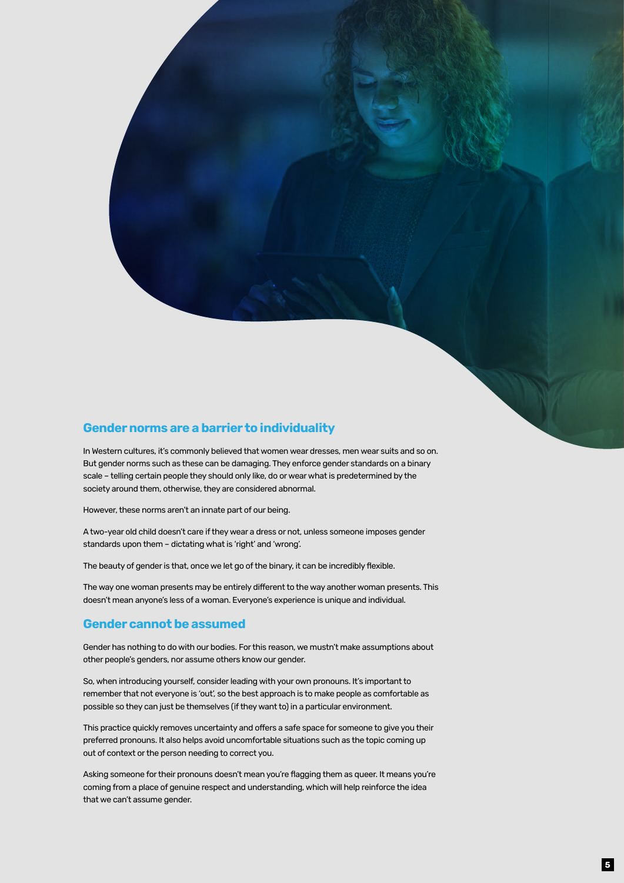## Gender norms are a barrier to individuality

In Western cultures, it's commonly believed that women wear dresses, men wear suits and so on. But gender norms such as these can be damaging. They enforce gender standards on a binary scale – telling certain people they should only like, do or wear what is predetermined by the society around them, otherwise, they are considered abnormal.

However, these norms aren't an innate part of our being.

A two-year old child doesn't care if they wear a dress or not, unless someone imposes gender standards upon them – dictating what is 'right' and 'wrong'.

The beauty of gender is that, once we let go of the binary, it can be incredibly flexible.

The way one woman presents may be entirely different to the way another woman presents. This doesn't mean anyone's less of a woman. Everyone's experience is unique and individual.

## Gender cannot be assumed

Gender has nothing to do with our bodies. For this reason, we mustn't make assumptions about other people's genders, nor assume others know our gender.

So, when introducing yourself, consider leading with your own pronouns. It's important to remember that not everyone is 'out', so the best approach is to make people as comfortable as possible so they can just be themselves (if they want to) in a particular environment.

This practice quickly removes uncertainty and offers a safe space for someone to give you their preferred pronouns. It also helps avoid uncomfortable situations such as the topic coming up out of context or the person needing to correct you.

Asking someone for their pronouns doesn't mean you're flagging them as queer. It means you're coming from a place of genuine respect and understanding, which will help reinforce the idea that we can't assume gender.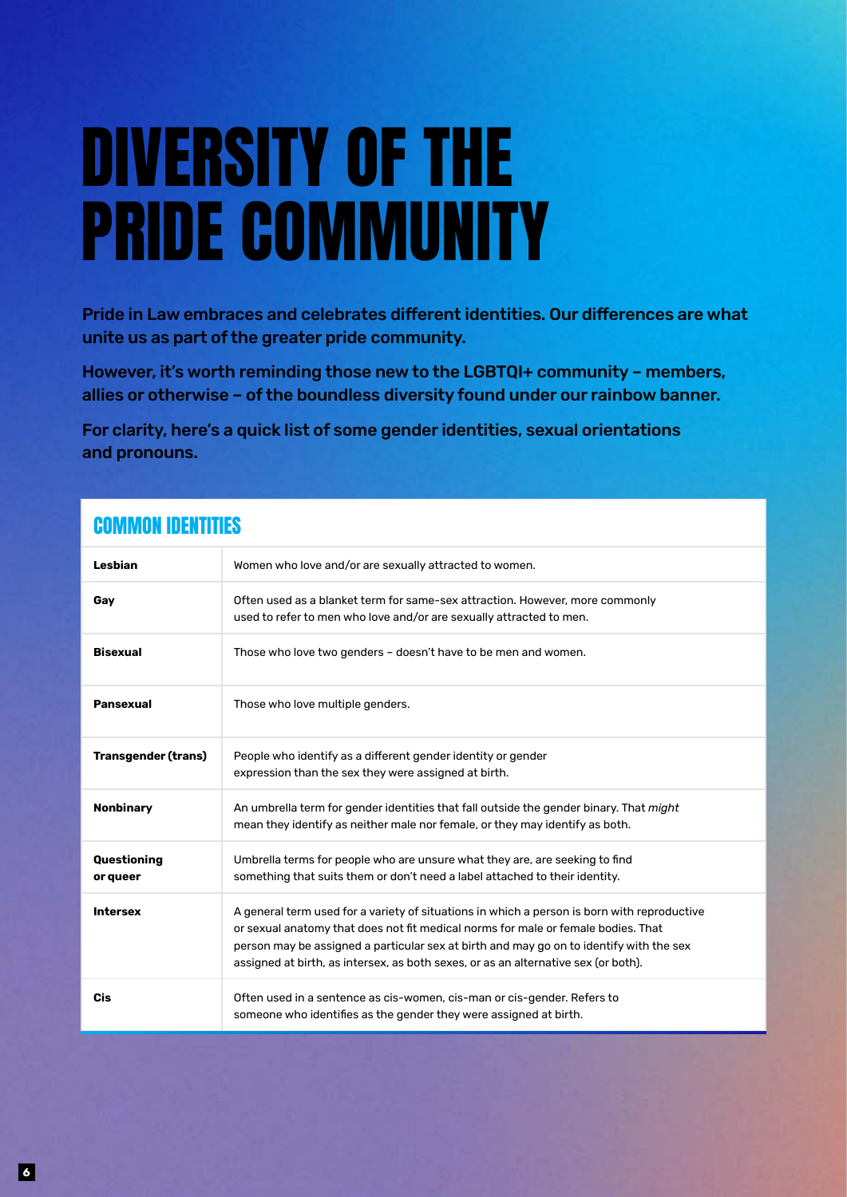# DIVERSITY OF THE PRIDE COMMUNITY

**Pride in Law embraces and celebrates different identities. Our differences are what unite us as part of the greater pride community.**

**However, it's worth reminding those new to the LGBTQI+ community – members, allies or otherwise – of the boundless diversity found under our rainbow banner.**

**For clarity, here's a quick list of some gender identities, sexual orientations and pronouns.**

## COMMON IDENTITIES

| | |
|---|---|
| **Lesbian** | Women who love and/or are sexually attracted to women. |
| **Gay** | Often used as a blanket term for same-sex attraction. However, more commonly used to refer to men who love and/or are sexually attracted to men. |
| **Bisexual** | Those who love two genders – doesn't have to be men and women. |
| **Pansexual** | Those who love multiple genders. |
| **Transgender (trans)** | People who identify as a different gender identity or gender expression than the sex they were assigned at birth. |
| **Nonbinary** | An umbrella term for gender identities that fall outside the gender binary. That *might* mean they identify as neither male nor female, or they may identify as both. |
| **Questioning or queer** | Umbrella terms for people who are unsure what they are, are seeking to find something that suits them or don't need a label attached to their identity. |
| **Intersex** | A general term used for a variety of situations in which a person is born with reproductive or sexual anatomy that does not fit medical norms for male or female bodies. That person may be assigned a particular sex at birth and may go on to identify with the sex assigned at birth, as intersex, as both sexes, or as an alternative sex (or both). |
| **Cis** | Often used in a sentence as cis-women, cis-man or cis-gender. Refers to someone who identifies as the gender they were assigned at birth. |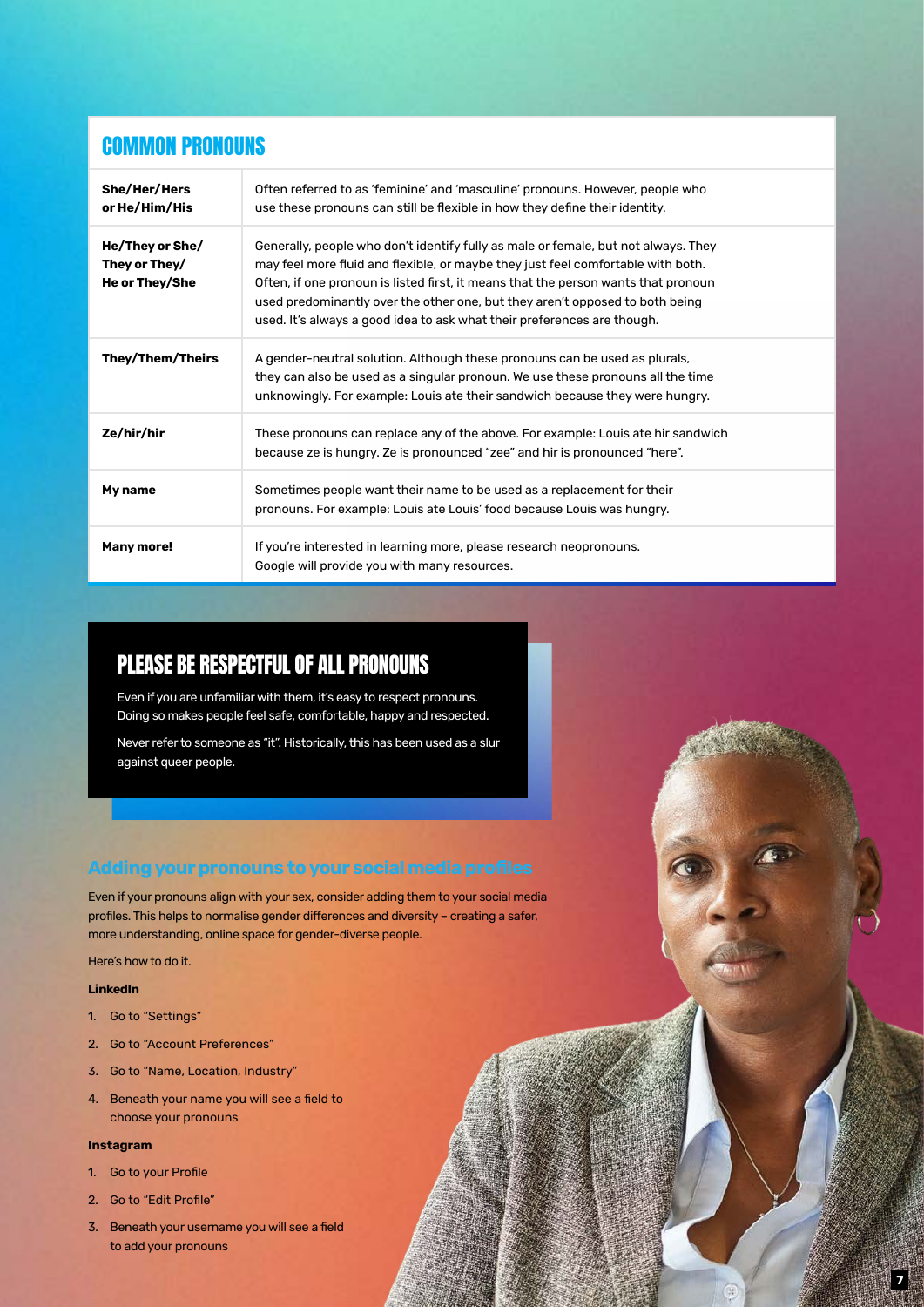## COMMON PRONOUNS

| | |
|---|---|
| **She/Her/Hers or He/Him/His** | Often referred to as 'feminine' and 'masculine' pronouns. However, people who use these pronouns can still be flexible in how they define their identity. |
| **He/They or She/They or They/He or They/She** | Generally, people who don't identify fully as male or female, but not always. They may feel more fluid and flexible, or maybe they just feel comfortable with both. Often, if one pronoun is listed first, it means that the person wants that pronoun used predominantly over the other one, but they aren't opposed to both being used. It's always a good idea to ask what their preferences are though. |
| **They/Them/Theirs** | A gender-neutral solution. Although these pronouns can be used as plurals, they can also be used as a singular pronoun. We use these pronouns all the time unknowingly. For example: Louis ate their sandwich because they were hungry. |
| **Ze/hir/hir** | These pronouns can replace any of the above. For example: Louis ate hir sandwich because ze is hungry. Ze is pronounced "zee" and hir is pronounced "here". |
| **My name** | Sometimes people want their name to be used as a replacement for their pronouns. For example: Louis ate Louis' food because Louis was hungry. |
| **Many more!** | If you're interested in learning more, please research neopronouns. Google will provide you with many resources. |

## PLEASE BE RESPECTFUL OF ALL PRONOUNS

Even if you are unfamiliar with them, it's easy to respect pronouns. Doing so makes people feel safe, comfortable, happy and respected.

Never refer to someone as "it". Historically, this has been used as a slur against queer people.

### Adding your pronouns to your social media profiles

Even if your pronouns align with your sex, consider adding them to your social media profiles. This helps to normalise gender differences and diversity – creating a safer, more understanding, online space for gender-diverse people.

Here's how to do it.

**LinkedIn**

1. Go to "Settings"
2. Go to "Account Preferences"
3. Go to "Name, Location, Industry"
4. Beneath your name you will see a field to choose your pronouns

**Instagram**

1. Go to your Profile
2. Go to "Edit Profile"
3. Beneath your username you will see a field to add your pronouns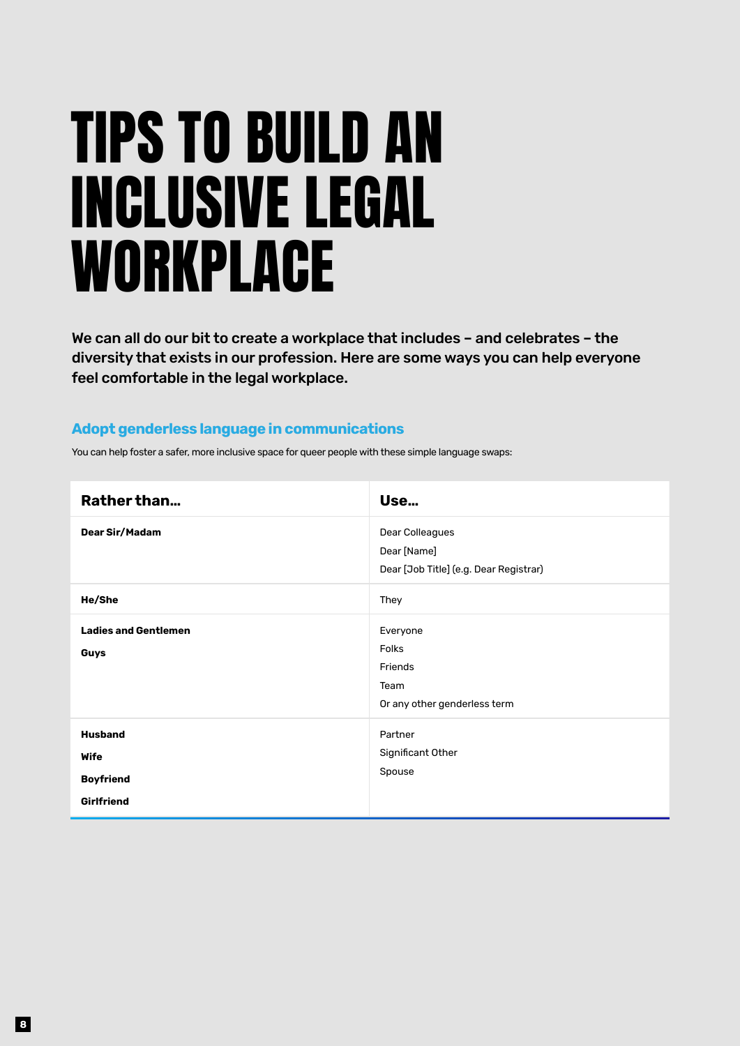# TIPS TO BUILD AN INCLUSIVE LEGAL WORKPLACE

**We can all do our bit to create a workplace that includes – and celebrates – the diversity that exists in our profession. Here are some ways you can help everyone feel comfortable in the legal workplace.**

## Adopt genderless language in communications

You can help foster a safer, more inclusive space for queer people with these simple language swaps:

| Rather than... | Use... |
|---|---|
| **Dear Sir/Madam** | Dear Colleagues<br>Dear [Name]<br>Dear [Job Title] (e.g. Dear Registrar) |
| **He/She** | They |
| **Ladies and Gentlemen**<br>**Guys** | Everyone<br>Folks<br>Friends<br>Team<br>Or any other genderless term |
| **Husband**<br>**Wife**<br>**Boyfriend**<br>**Girlfriend** | Partner<br>Significant Other<br>Spouse |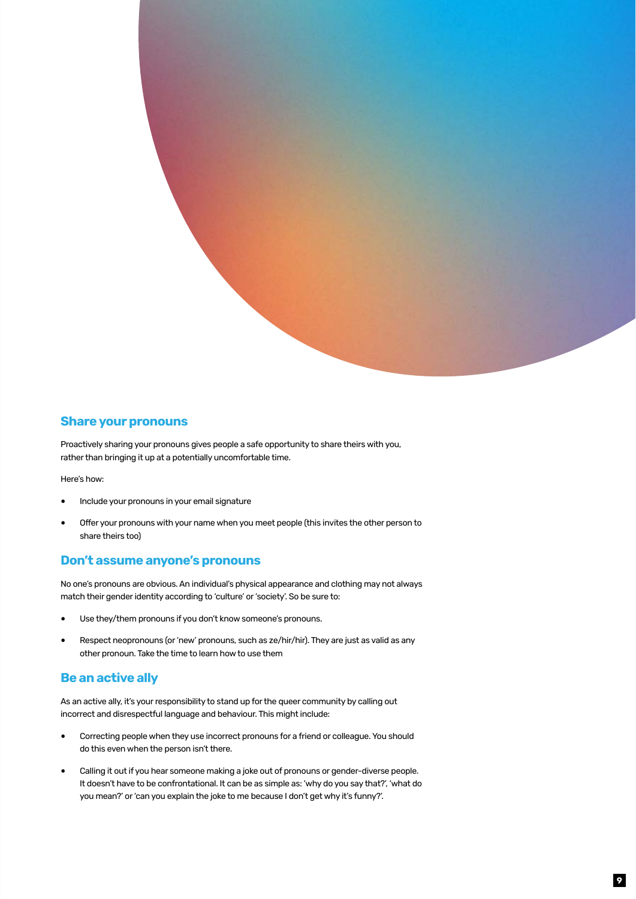## Share your pronouns

Proactively sharing your pronouns gives people a safe opportunity to share theirs with you, rather than bringing it up at a potentially uncomfortable time.

Here's how:

- Include your pronouns in your email signature
- Offer your pronouns with your name when you meet people (this invites the other person to share theirs too)

## Don't assume anyone's pronouns

No one's pronouns are obvious. An individual's physical appearance and clothing may not always match their gender identity according to 'culture' or 'society'. So be sure to:

- Use they/them pronouns if you don't know someone's pronouns.
- Respect neopronouns (or 'new' pronouns, such as ze/hir/hir). They are just as valid as any other pronoun. Take the time to learn how to use them

## Be an active ally

As an active ally, it's your responsibility to stand up for the queer community by calling out incorrect and disrespectful language and behaviour. This might include:

- Correcting people when they use incorrect pronouns for a friend or colleague. You should do this even when the person isn't there.
- Calling it out if you hear someone making a joke out of pronouns or gender-diverse people. It doesn't have to be confrontational. It can be as simple as: 'why do you say that?', 'what do you mean?' or 'can you explain the joke to me because I don't get why it's funny?'.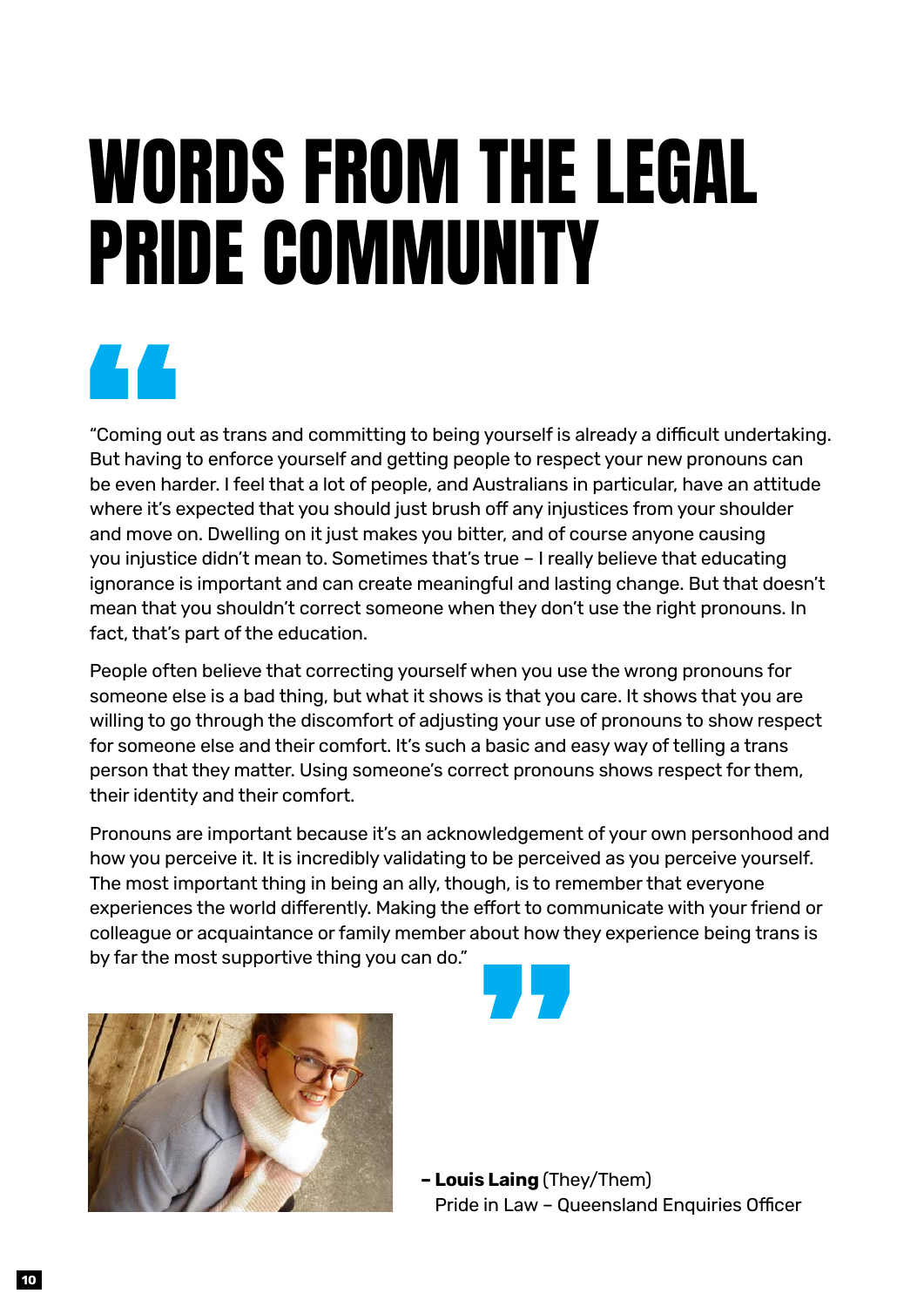# WORDS FROM THE LEGAL PRIDE COMMUNITY

"Coming out as trans and committing to being yourself is already a difficult undertaking. But having to enforce yourself and getting people to respect your new pronouns can be even harder. I feel that a lot of people, and Australians in particular, have an attitude where it's expected that you should just brush off any injustices from your shoulder and move on. Dwelling on it just makes you bitter, and of course anyone causing you injustice didn't mean to. Sometimes that's true – I really believe that educating ignorance is important and can create meaningful and lasting change. But that doesn't mean that you shouldn't correct someone when they don't use the right pronouns. In fact, that's part of the education.

People often believe that correcting yourself when you use the wrong pronouns for someone else is a bad thing, but what it shows is that you care. It shows that you are willing to go through the discomfort of adjusting your use of pronouns to show respect for someone else and their comfort. It's such a basic and easy way of telling a trans person that they matter. Using someone's correct pronouns shows respect for them, their identity and their comfort.

Pronouns are important because it's an acknowledgement of your own personhood and how you perceive it. It is incredibly validating to be perceived as you perceive yourself. The most important thing in being an ally, though, is to remember that everyone experiences the world differently. Making the effort to communicate with your friend or colleague or acquaintance or family member about how they experience being trans is by far the most supportive thing you can do."

**– Louis Laing** (They/Them)
Pride in Law – Queensland Enquiries Officer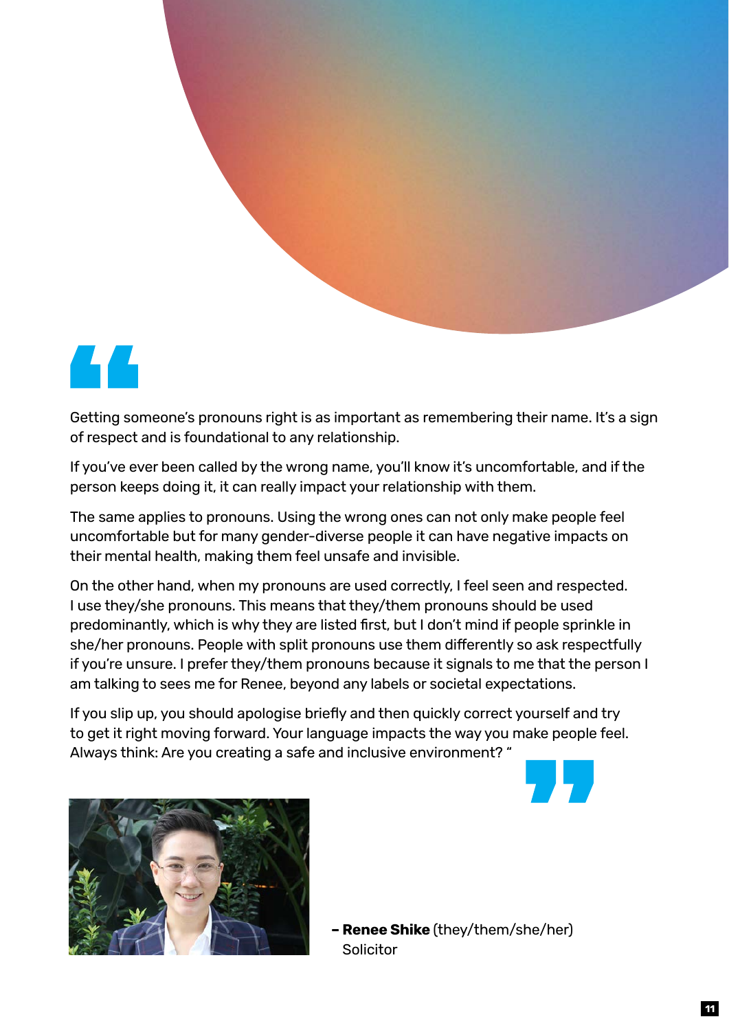Getting someone's pronouns right is as important as remembering their name. It's a sign of respect and is foundational to any relationship.

If you've ever been called by the wrong name, you'll know it's uncomfortable, and if the person keeps doing it, it can really impact your relationship with them.

The same applies to pronouns. Using the wrong ones can not only make people feel uncomfortable but for many gender-diverse people it can have negative impacts on their mental health, making them feel unsafe and invisible.

On the other hand, when my pronouns are used correctly, I feel seen and respected. I use they/she pronouns. This means that they/them pronouns should be used predominantly, which is why they are listed first, but I don't mind if people sprinkle in she/her pronouns. People with split pronouns use them differently so ask respectfully if you're unsure. I prefer they/them pronouns because it signals to me that the person I am talking to sees me for Renee, beyond any labels or societal expectations.

If you slip up, you should apologise briefly and then quickly correct yourself and try to get it right moving forward. Your language impacts the way you make people feel. Always think: Are you creating a safe and inclusive environment? "

**– Renee Shike** (they/them/she/her)
Solicitor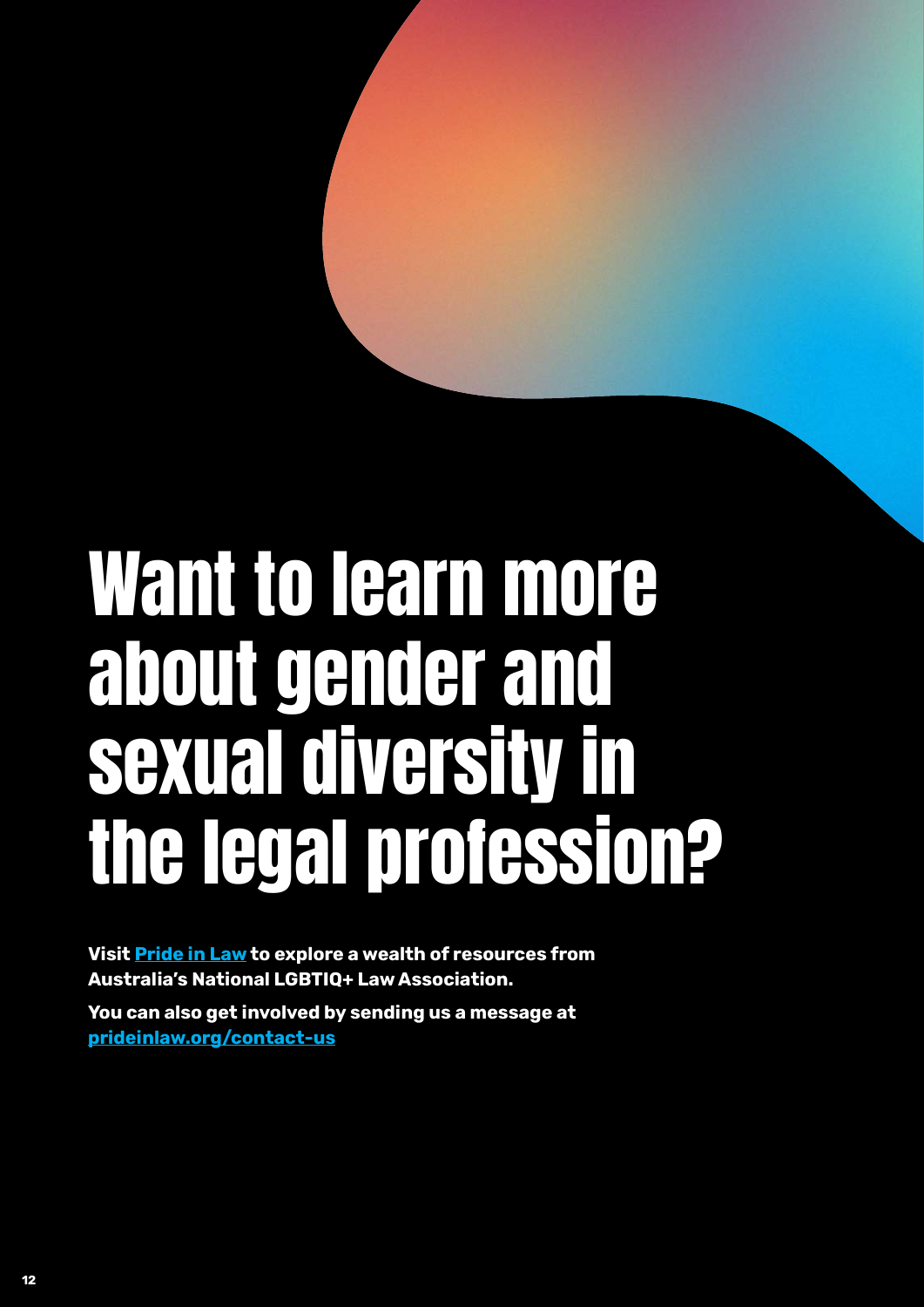# Want to learn more about gender and sexual diversity in the legal profession?

**Visit Pride in Law to explore a wealth of resources from Australia's National LGBTIQ+ Law Association.**

**You can also get involved by sending us a message at prideinlaw.org/contact-us**